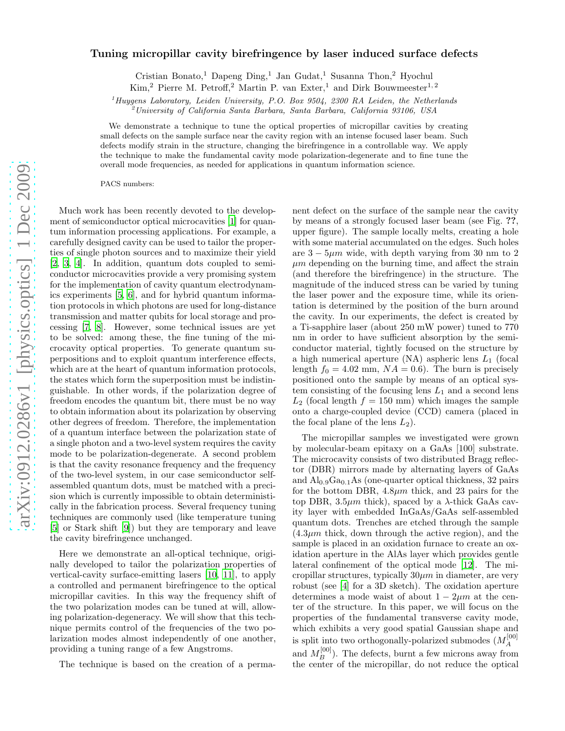# Tuning micropillar cavity birefringence by laser induced surface defects

Cristian Bonato,[1] Dapeng Ding,[1] Jan Gudat,[1] Susanna Thon,[2] Hyochul Kim,[2] Pierre M. Petroff,[2] Martin P. van Exter,[1] and Dirk Bouwmeester[1,2]

[1] *Huygens Laboratory, Leiden University, P.O. Box 9504, 2300 RA Leiden, the Netherlands*
[2] *University of California Santa Barbara, Santa Barbara, California 93106, USA*

We demonstrate a technique to tune the optical properties of micropillar cavities by creating small defects on the sample surface near the cavity region with an intense focused laser beam. Such defects modify strain in the structure, changing the birefringence in a controllable way. We apply the technique to make the fundamental cavity mode polarization-degenerate and to fine tune the overall mode frequencies, as needed for applications in quantum information science.

PACS numbers:

Much work has been recently devoted to the development of semiconductor optical microcavities [1] for quantum information processing applications. For example, a carefully designed cavity can be used to tailor the properties of single photon sources and to maximize their yield [2, 3, 4]. In addition, quantum dots coupled to semiconductor microcavities provide a very promising system for the implementation of cavity quantum electrodynamics experiments [5, 6], and for hybrid quantum information protocols in which photons are used for long-distance transmission and matter qubits for local storage and processing [7, 8]. However, some technical issues are yet to be solved: among these, the fine tuning of the microcavity optical properties. To generate quantum superpositions and to exploit quantum interference effects, which are at the heart of quantum information protocols, the states which form the superposition must be indistinguishable. In other words, if the polarization degree of freedom encodes the quantum bit, there must be no way to obtain information about its polarization by observing other degrees of freedom. Therefore, the implementation of a quantum interface between the polarization state of a single photon and a two-level system requires the cavity mode to be polarization-degenerate. A second problem is that the cavity resonance frequency and the frequency of the two-level system, in our case semiconductor self-assembled quantum dots, must be matched with a precision which is currently impossible to obtain deterministically in the fabrication process. Several frequency tuning techniques are commonly used (like temperature tuning [5] or Stark shift [9]) but they are temporary and leave the cavity birefringence unchanged.

Here we demonstrate an all-optical technique, originally developed to tailor the polarization properties of vertical-cavity surface-emitting lasers [10, 11], to apply a controlled and permanent birefringence to the optical micropillar cavities. In this way the frequency shift of the two polarization modes can be tuned at will, allowing polarization-degeneracy. We will show that this technique permits control of the frequencies of the two polarization modes almost independently of one another, providing a tuning range of a few Angstroms.

The technique is based on the creation of a permanent defect on the surface of the sample near the cavity by means of a strongly focused laser beam (see Fig. **??**, upper figure). The sample locally melts, creating a hole with some material accumulated on the edges. Such holes are $3-5\mu m$ wide, with depth varying from 30 nm to 2 $\mu m$ depending on the burning time, and affect the strain (and therefore the birefringence) in the structure. The magnitude of the induced stress can be varied by tuning the laser power and the exposure time, while its orientation is determined by the position of the burn around the cavity. In our experiments, the defect is created by a Ti-sapphire laser (about 250 mW power) tuned to 770 nm in order to have sufficient absorption by the semiconductor material, tightly focused on the structure by a high numerical aperture (NA) aspheric lens $L_1$ (focal length $f_0 = 4.02$ mm, $NA = 0.6$). The burn is precisely positioned onto the sample by means of an optical system consisting of the focusing lens $L_1$ and a second lens $L_2$ (focal length $f = 150$ mm) which images the sample onto a charge-coupled device (CCD) camera (placed in the focal plane of the lens $L_2$).

The micropillar samples we investigated were grown by molecular-beam epitaxy on a GaAs [100] substrate. The microcavity consists of two distributed Bragg reflector (DBR) mirrors made by alternating layers of GaAs and $Al_{0.9}Ga_{0.1}As$ (one-quarter optical thickness, 32 pairs for the bottom DBR, $4.8\mu m$ thick, and 23 pairs for the top DBR, $3.5\mu m$ thick), spaced by a $\lambda$-thick GaAs cavity layer with embedded InGaAs/GaAs self-assembled quantum dots. Trenches are etched through the sample ($4.3\mu m$ thick, down through the active region), and the sample is placed in an oxidation furnace to create an oxidation aperture in the AlAs layer which provides gentle lateral confinement of the optical mode [12]. The micropillar structures, typically $30\mu m$ in diameter, are very robust (see [4] for a 3D sketch). The oxidation aperture determines a mode waist of about $1-2\mu m$ at the center of the structure. In this paper, we will focus on the properties of the fundamental transverse cavity mode, which exhibits a very good spatial Gaussian shape and is split into two orthogonally-polarized submodes ($M_A^{[00]}$ and $M_B^{[00]}$). The defects, burnt a few microns away from the center of the micropillar, do not reduce the optical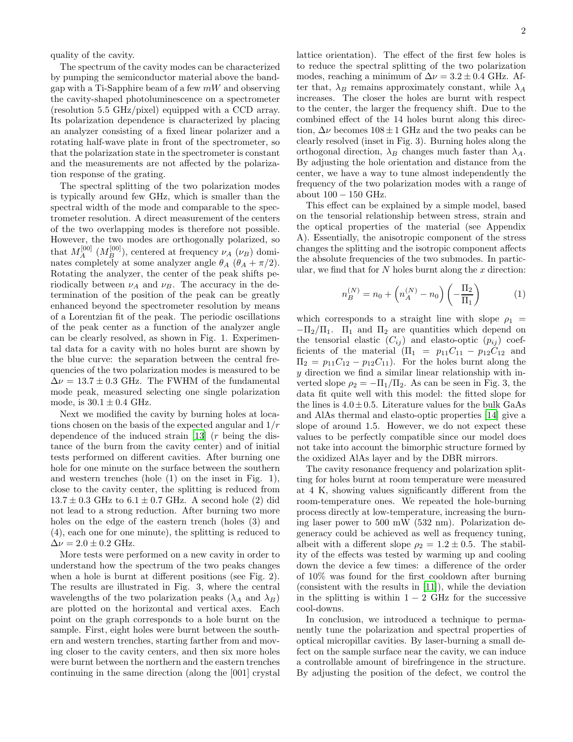quality of the cavity.

The spectrum of the cavity modes can be characterized by pumping the semiconductor material above the bandgap with a Ti-Sapphire beam of a few $mW$ and observing the cavity-shaped photoluminescence on a spectrometer (resolution 5.5 GHz/pixel) equipped with a CCD array. Its polarization dependence is characterized by placing an analyzer consisting of a fixed linear polarizer and a rotating half-wave plate in front of the spectrometer, so that the polarization state in the spectrometer is constant and the measurements are not affected by the polarization response of the grating.

The spectral splitting of the two polarization modes is typically around few GHz, which is smaller than the spectral width of the mode and comparable to the spectrometer resolution. A direct measurement of the centers of the two overlapping modes is therefore not possible. However, the two modes are orthogonally polarized, so that $M_A^{[00]}$ ($M_B^{[00]}$), centered at frequency $\nu_A$ ($\nu_B$) dominates completely at some analyzer angle $\theta_A$ ($\theta_A + \pi/2$). Rotating the analyzer, the center of the peak shifts periodically between $\nu_A$ and $\nu_B$. The accuracy in the determination of the position of the peak can be greatly enhanced beyond the spectrometer resolution by means of a Lorentzian fit of the peak. The periodic oscillations of the peak center as a function of the analyzer angle can be clearly resolved, as shown in Fig. 1. Experimental data for a cavity with no holes burnt are shown by the blue curve: the separation between the central frequencies of the two polarization modes is measured to be $\Delta\nu = 13.7 \pm 0.3$ GHz. The FWHM of the fundamental mode peak, measured selecting one single polarization mode, is $30.1 \pm 0.4$ GHz.

Next we modified the cavity by burning holes at locations chosen on the basis of the expected angular and $1/r$ dependence of the induced strain [13] ($r$ being the distance of the burn from the cavity center) and of initial tests performed on different cavities. After burning one hole for one minute on the surface between the southern and western trenches (hole (1) on the inset in Fig. 1), close to the cavity center, the splitting is reduced from $13.7 \pm 0.3$ GHz to $6.1 \pm 0.7$ GHz. A second hole (2) did not lead to a strong reduction. After burning two more holes on the edge of the eastern trench (holes (3) and (4), each one for one minute), the splitting is reduced to $\Delta\nu = 2.0 \pm 0.2$ GHz.

More tests were performed on a new cavity in order to understand how the spectrum of the two peaks changes when a hole is burnt at different positions (see Fig. 2). The results are illustrated in Fig. 3, where the central wavelengths of the two polarization peaks ($\lambda_A$ and $\lambda_B$) are plotted on the horizontal and vertical axes. Each point on the graph corresponds to a hole burnt on the sample. First, eight holes were burnt between the southern and western trenches, starting farther from and moving closer to the cavity centers, and then six more holes were burnt between the northern and the eastern trenches continuing in the same direction (along the [001] crystal lattice orientation). The effect of the first few holes is to reduce the spectral splitting of the two polarization modes, reaching a minimum of $\Delta\nu = 3.2 \pm 0.4$ GHz. After that, $\lambda_B$ remains approximately constant, while $\lambda_A$ increases. The closer the holes are burnt with respect to the center, the larger the frequency shift. Due to the combined effect of the 14 holes burnt along this direction, $\Delta\nu$ becomes $108 \pm 1$ GHz and the two peaks can be clearly resolved (inset in Fig. 3). Burning holes along the orthogonal direction, $\lambda_B$ changes much faster than $\lambda_A$. By adjusting the hole orientation and distance from the center, we have a way to tune almost independently the frequency of the two polarization modes with a range of about $100 - 150$ GHz.

This effect can be explained by a simple model, based on the tensorial relationship between stress, strain and the optical properties of the material (see Appendix A). Essentially, the anisotropic component of the stress changes the splitting and the isotropic component affects the absolute frequencies of the two submodes. In particular, we find that for $N$ holes burnt along the $x$ direction:

$$n_B^{(N)} = n_0 + \left(n_A^{(N)} - n_0\right)\left(-\frac{\Pi_2}{\Pi_1}\right) \tag{1}$$

which corresponds to a straight line with slope $\rho_1 = -\Pi_2/\Pi_1$. $\Pi_1$ and $\Pi_2$ are quantities which depend on the tensorial elastic ($C_{ij}$) and elasto-optic ($p_{ij}$) coefficients of the material ($\Pi_1 = p_{11}C_{11} - p_{12}C_{12}$ and $\Pi_2 = p_{11}C_{12} - p_{12}C_{11}$). For the holes burnt along the $y$ direction we find a similar linear relationship with inverted slope $\rho_2 = -\Pi_1/\Pi_2$. As can be seen in Fig. 3, the data fit quite well with this model: the fitted slope for the lines is $4.0 \pm 0.5$. Literature values for the bulk GaAs and AlAs thermal and elasto-optic properties [14] give a slope of around 1.5. However, we do not expect these values to be perfectly compatible since our model does not take into account the bimorphic structure formed by the oxidized AlAs layer and by the DBR mirrors.

The cavity resonance frequency and polarization splitting for holes burnt at room temperature were measured at 4 K, showing values significantly different from the room-temperature ones. We repeated the hole-burning process directly at low-temperature, increasing the burning laser power to 500 mW (532 nm). Polarization degeneracy could be achieved as well as frequency tuning, albeit with a different slope $\rho_2 = 1.2 \pm 0.5$. The stability of the effects was tested by warming up and cooling down the device a few times: a difference of the order of 10% was found for the first cooldown after burning (consistent with the results in [11]), while the deviation in the splitting is within $1 - 2$ GHz for the successive cool-downs.

In conclusion, we introduced a technique to permanently tune the polarization and spectral properties of optical micropillar cavities. By laser-burning a small defect on the sample surface near the cavity, we can induce a controllable amount of birefringence in the structure. By adjusting the position of the defect, we control the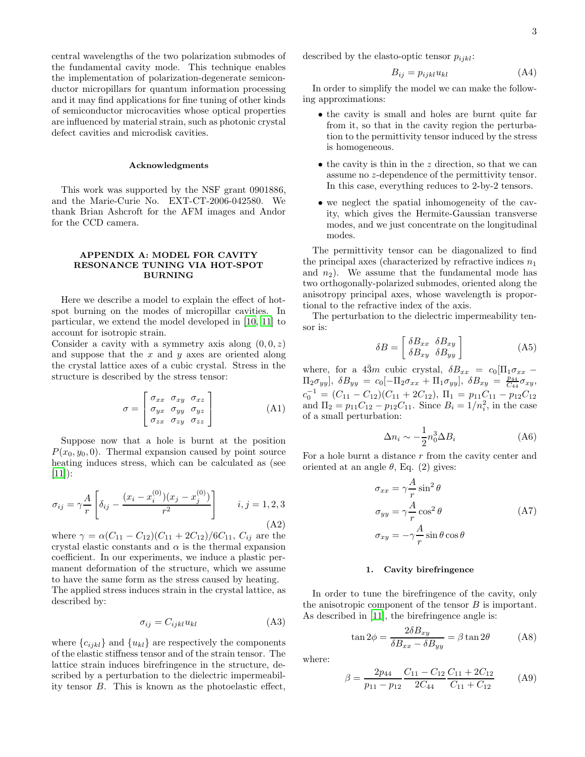central wavelengths of the two polarization submodes of the fundamental cavity mode. This technique enables the implementation of polarization-degenerate semiconductor micropillars for quantum information processing and it may find applications for fine tuning of other kinds of semiconductor microcavities whose optical properties are influenced by material strain, such as photonic crystal defect cavities and microdisk cavities.

### Acknowledgments

This work was supported by the NSF grant 0901886, and the Marie-Curie No. EXT-CT-2006-042580. We thank Brian Ashcroft for the AFM images and Andor for the CCD camera.

## APPENDIX A: MODEL FOR CAVITY RESONANCE TUNING VIA HOT-SPOT BURNING

Here we describe a model to explain the effect of hot-spot burning on the modes of micropillar cavities. In particular, we extend the model developed in [10, 11] to account for isotropic strain.

Consider a cavity with a symmetry axis along $(0, 0, z)$ and suppose that the $x$ and $y$ axes are oriented along the crystal lattice axes of a cubic crystal. Stress in the structure is described by the stress tensor:

$$\sigma = \begin{bmatrix} \sigma_{xx} & \sigma_{xy} & \sigma_{xz} \\ \sigma_{yx} & \sigma_{yy} & \sigma_{yz} \\ \sigma_{zx} & \sigma_{zy} & \sigma_{zz} \end{bmatrix} \tag{A1}$$

Suppose now that a hole is burnt at the position $P(x_0, y_0, 0)$. Thermal expansion caused by point source heating induces stress, which can be calculated as (see [11]):

$$\sigma_{ij} = \gamma \frac{A}{r} \left[ \delta_{ij} - \frac{(x_i - x_i^{(0)})(x_j - x_j^{(0)})}{r^2} \right] \qquad i, j = 1, 2, 3 \tag{A2}$$

where $\gamma = \alpha(C_{11} - C_{12})(C_{11} + 2C_{12})/6C_{11}$, $C_{ij}$ are the crystal elastic constants and $\alpha$ is the thermal expansion coefficient. In our experiments, we induce a plastic permanent deformation of the structure, which we assume to have the same form as the stress caused by heating.

The applied stress induces strain in the crystal lattice, as described by:

$$\sigma_{ij} = C_{ijkl} u_{kl} \tag{A3}$$

where $\{c_{ijkl}\}$ and $\{u_{kl}\}$ are respectively the components of the elastic stiffness tensor and of the strain tensor. The lattice strain induces birefringence in the structure, described by a perturbation to the dielectric impermeability tensor $B$. This is known as the photoelastic effect, described by the elasto-optic tensor $p_{ijkl}$:

$$B_{ij} = p_{ijkl} u_{kl} \tag{A4}$$

In order to simplify the model we can make the following approximations:

- the cavity is small and holes are burnt quite far from it, so that in the cavity region the perturbation to the permittivity tensor induced by the stress is homogeneous.
- the cavity is thin in the $z$ direction, so that we can assume no $z$-dependence of the permittivity tensor. In this case, everything reduces to 2-by-2 tensors.
- we neglect the spatial inhomogeneity of the cavity, which gives the Hermite-Gaussian transverse modes, and we just concentrate on the longitudinal modes.

The permittivity tensor can be diagonalized to find the principal axes (characterized by refractive indices $n_1$ and $n_2$). We assume that the fundamental mode has two orthogonally-polarized submodes, oriented along the anisotropy principal axes, whose wavelength is proportional to the refractive index of the axis.

The perturbation to the dielectric impermeability tensor is:

$$\delta B = \begin{bmatrix} \delta B_{xx} & \delta B_{xy} \\ \delta B_{xy} & \delta B_{yy} \end{bmatrix} \tag{A5}$$

where, for a $4\bar{3}m$ cubic crystal, $\delta B_{xx} = c_0[\Pi_1 \sigma_{xx} - \Pi_2 \sigma_{yy}]$, $\delta B_{yy} = c_0[-\Pi_2 \sigma_{xx} + \Pi_1 \sigma_{yy}]$, $\delta B_{xy} = \frac{p_{44}}{C_{44}} \sigma_{xy}$, $c_0^{-1} = (C_{11} - C_{12})(C_{11} + 2C_{12})$, $\Pi_1 = p_{11}C_{11} - p_{12}C_{12}$ and $\Pi_2 = p_{11}C_{12} - p_{12}C_{11}$. Since $B_i = 1/n_i^2$, in the case of a small perturbation:

$$\Delta n_i \sim -\frac{1}{2} n_0^3 \Delta B_i \tag{A6}$$

For a hole burnt a distance $r$ from the cavity center and oriented at an angle $\theta$, Eq. (2) gives:

$$\begin{aligned} \sigma_{xx} &= \gamma \frac{A}{r} \sin^2 \theta \\ \sigma_{yy} &= \gamma \frac{A}{r} \cos^2 \theta \\ \sigma_{xy} &= -\gamma \frac{A}{r} \sin\theta \cos\theta \end{aligned} \tag{A7}$$

### 1. Cavity birefringence

In order to tune the birefringence of the cavity, only the anisotropic component of the tensor $B$ is important. As described in [11], the birefringence angle is:

$$\tan 2\phi = \frac{2\delta B_{xy}}{\delta B_{xx} - \delta B_{yy}} = \beta \tan 2\theta \tag{A8}$$

where:

$$\beta = \frac{2p_{44}}{p_{11} - p_{12}} \frac{C_{11} - C_{12}}{2C_{44}} \frac{C_{11} + 2C_{12}}{C_{11} + C_{12}} \tag{A9}$$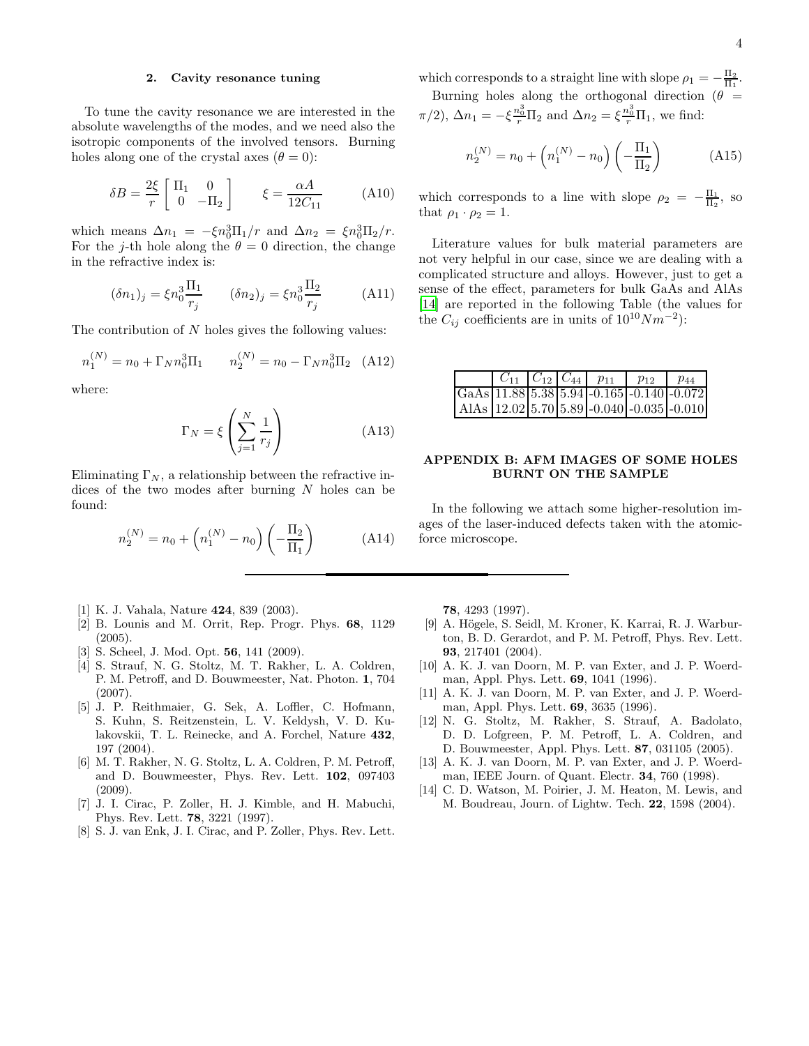### 2. Cavity resonance tuning

To tune the cavity resonance we are interested in the absolute wavelengths of the modes, and we need also the isotropic components of the involved tensors. Burning holes along one of the crystal axes ($\theta = 0$):

$$\delta B = \frac{2\xi}{r}\begin{bmatrix} \Pi_1 & 0 \\ 0 & -\Pi_2 \end{bmatrix} \qquad \xi = \frac{\alpha A}{12 C_{11}} \tag{A10}$$

which means $\Delta n_1 = -\xi n_0^3 \Pi_1/r$ and $\Delta n_2 = \xi n_0^3 \Pi_2/r$. For the $j$-th hole along the $\theta = 0$ direction, the change in the refractive index is:

$$(\delta n_1)_j = \xi n_0^3 \frac{\Pi_1}{r_j} \qquad (\delta n_2)_j = \xi n_0^3 \frac{\Pi_2}{r_j} \tag{A11}$$

The contribution of $N$ holes gives the following values:

$$n_1^{(N)} = n_0 + \Gamma_N n_0^3 \Pi_1 \qquad n_2^{(N)} = n_0 - \Gamma_N n_0^3 \Pi_2 \tag{A12}$$

where:

$$\Gamma_N = \xi \left( \sum_{j=1}^{N} \frac{1}{r_j} \right) \tag{A13}$$

Eliminating $\Gamma_N$, a relationship between the refractive indices of the two modes after burning $N$ holes can be found:

$$n_2^{(N)} = n_0 + \left( n_1^{(N)} - n_0 \right)\left( -\frac{\Pi_2}{\Pi_1} \right) \tag{A14}$$

which corresponds to a straight line with slope $\rho_1 = -\frac{\Pi_2}{\Pi_1}$.

Burning holes along the orthogonal direction ($\theta = \pi/2$), $\Delta n_1 = -\xi \frac{n_0^3}{r} \Pi_2$ and $\Delta n_2 = \xi \frac{n_0^3}{r} \Pi_1$, we find:

$$n_2^{(N)} = n_0 + \left( n_1^{(N)} - n_0 \right)\left( -\frac{\Pi_1}{\Pi_2} \right) \tag{A15}$$

which corresponds to a line with slope $\rho_2 = -\frac{\Pi_1}{\Pi_2}$, so that $\rho_1 \cdot \rho_2 = 1$.

Literature values for bulk material parameters are not very helpful in our case, since we are dealing with a complicated structure and alloys. However, just to get a sense of the effect, parameters for bulk GaAs and AlAs [14] are reported in the following Table (the values for the $C_{ij}$ coefficients are in units of $10^{10} Nm^{-2}$):

| | $C_{11}$ | $C_{12}$ | $C_{44}$ | $p_{11}$ | $p_{12}$ | $p_{44}$ |
|---|---|---|---|---|---|---|
| GaAs | 11.88 | 5.38 | 5.94 | -0.165 | -0.140 | -0.072 |
| AlAs | 12.02 | 5.70 | 5.89 | -0.040 | -0.035 | -0.010 |

## APPENDIX B: AFM IMAGES OF SOME HOLES BURNT ON THE SAMPLE

In the following we attach some higher-resolution images of the laser-induced defects taken with the atomic-force microscope.

---

[1] K. J. Vahala, Nature **424**, 839 (2003).

[2] B. Lounis and M. Orrit, Rep. Progr. Phys. **68**, 1129 (2005).

[3] S. Scheel, J. Mod. Opt. **56**, 141 (2009).

[4] S. Strauf, N. G. Stoltz, M. T. Rakher, L. A. Coldren, P. M. Petroff, and D. Bouwmeester, Nat. Photon. **1**, 704 (2007).

[5] J. P. Reithmaier, G. Sek, A. Loffler, C. Hofmann, S. Kuhn, S. Reitzenstein, L. V. Keldysh, V. D. Kulakovskii, T. L. Reinecke, and A. Forchel, Nature **432**, 197 (2004).

[6] M. T. Rakher, N. G. Stoltz, L. A. Coldren, P. M. Petroff, and D. Bouwmeester, Phys. Rev. Lett. **102**, 097403 (2009).

[7] J. I. Cirac, P. Zoller, H. J. Kimble, and H. Mabuchi, Phys. Rev. Lett. **78**, 3221 (1997).

[8] S. J. van Enk, J. I. Cirac, and P. Zoller, Phys. Rev. Lett. **78**, 4293 (1997).

[9] A. Högele, S. Seidl, M. Kroner, K. Karrai, R. J. Warburton, B. D. Gerardot, and P. M. Petroff, Phys. Rev. Lett. **93**, 217401 (2004).

[10] A. K. J. van Doorn, M. P. van Exter, and J. P. Woerdman, Appl. Phys. Lett. **69**, 1041 (1996).

[11] A. K. J. van Doorn, M. P. van Exter, and J. P. Woerdman, Appl. Phys. Lett. **69**, 3635 (1996).

[12] N. G. Stoltz, M. Rakher, S. Strauf, A. Badolato, D. D. Lofgreen, P. M. Petroff, L. A. Coldren, and D. Bouwmeester, Appl. Phys. Lett. **87**, 031105 (2005).

[13] A. K. J. van Doorn, M. P. van Exter, and J. P. Woerdman, IEEE Journ. of Quant. Electr. **34**, 760 (1998).

[14] C. D. Watson, M. Poirier, J. M. Heaton, M. Lewis, and M. Boudreau, Journ. of Lightw. Tech. **22**, 1598 (2004).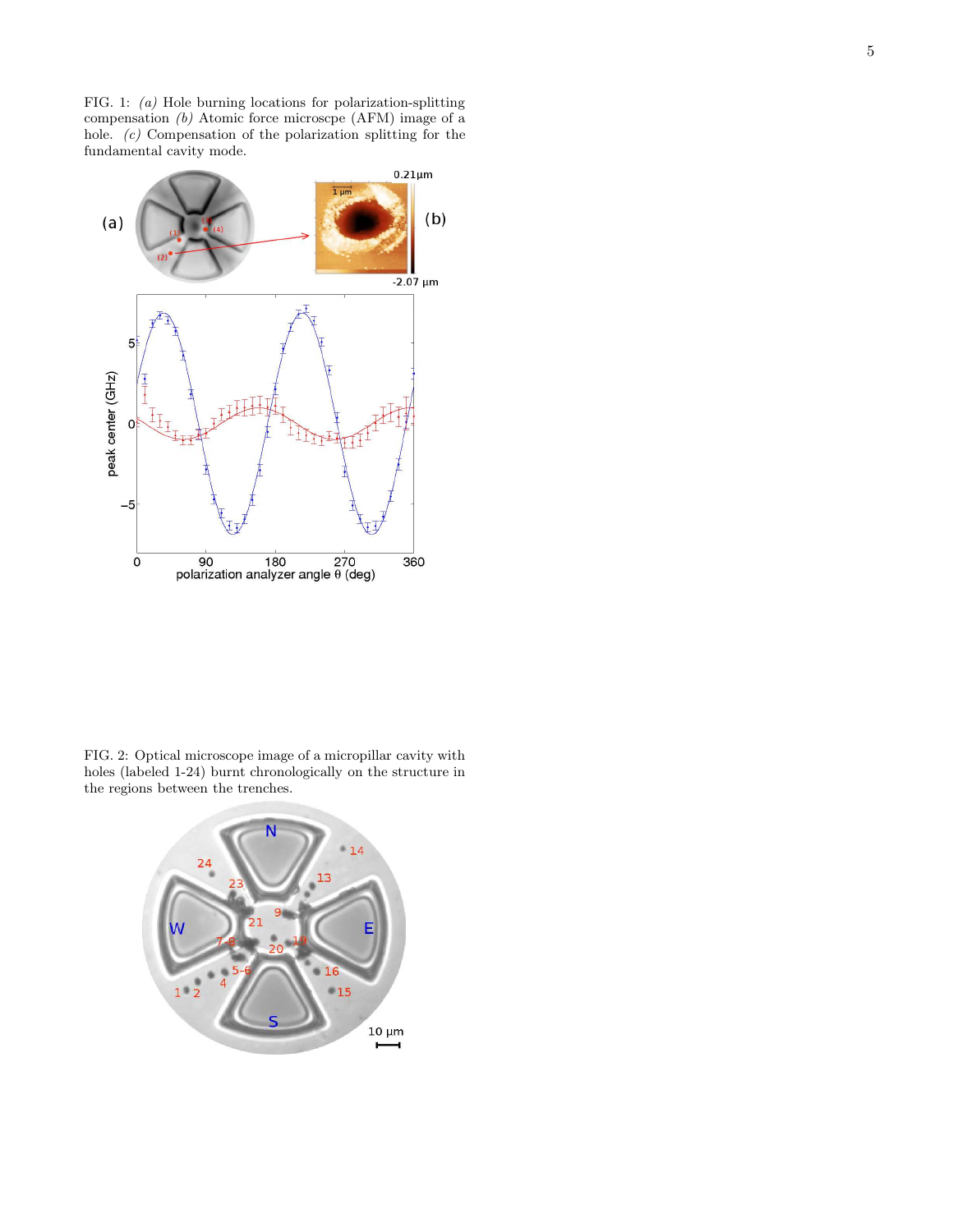FIG. 1: *(a)* Hole burning locations for polarization-splitting compensation *(b)* Atomic force microscpe (AFM) image of a hole. *(c)* Compensation of the polarization splitting for the fundamental cavity mode.

FIG. 2: Optical microscope image of a micropillar cavity with holes (labeled 1-24) burnt chronologically on the structure in the regions between the trenches.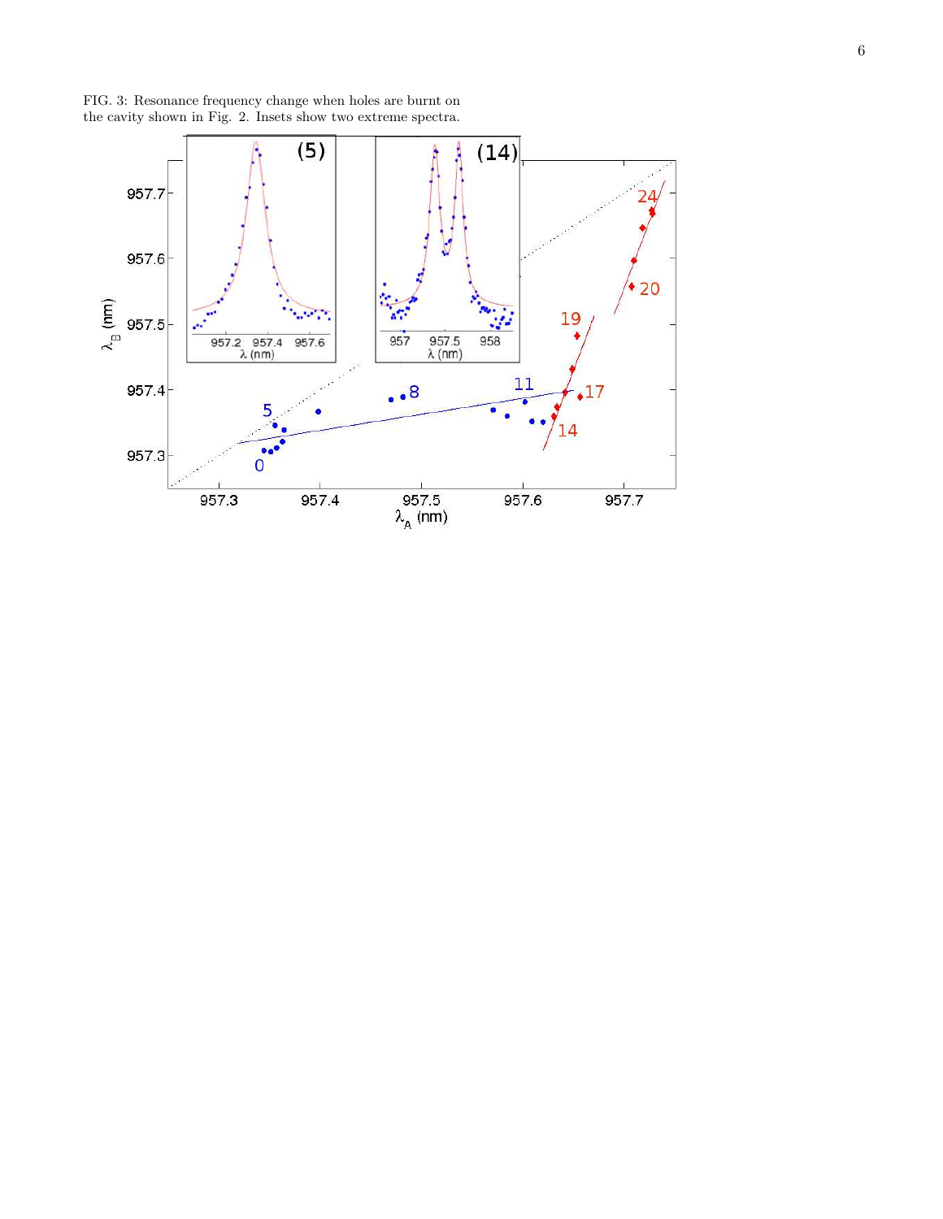FIG. 3: Resonance frequency change when holes are burnt on the cavity shown in Fig. 2. Insets show two extreme spectra.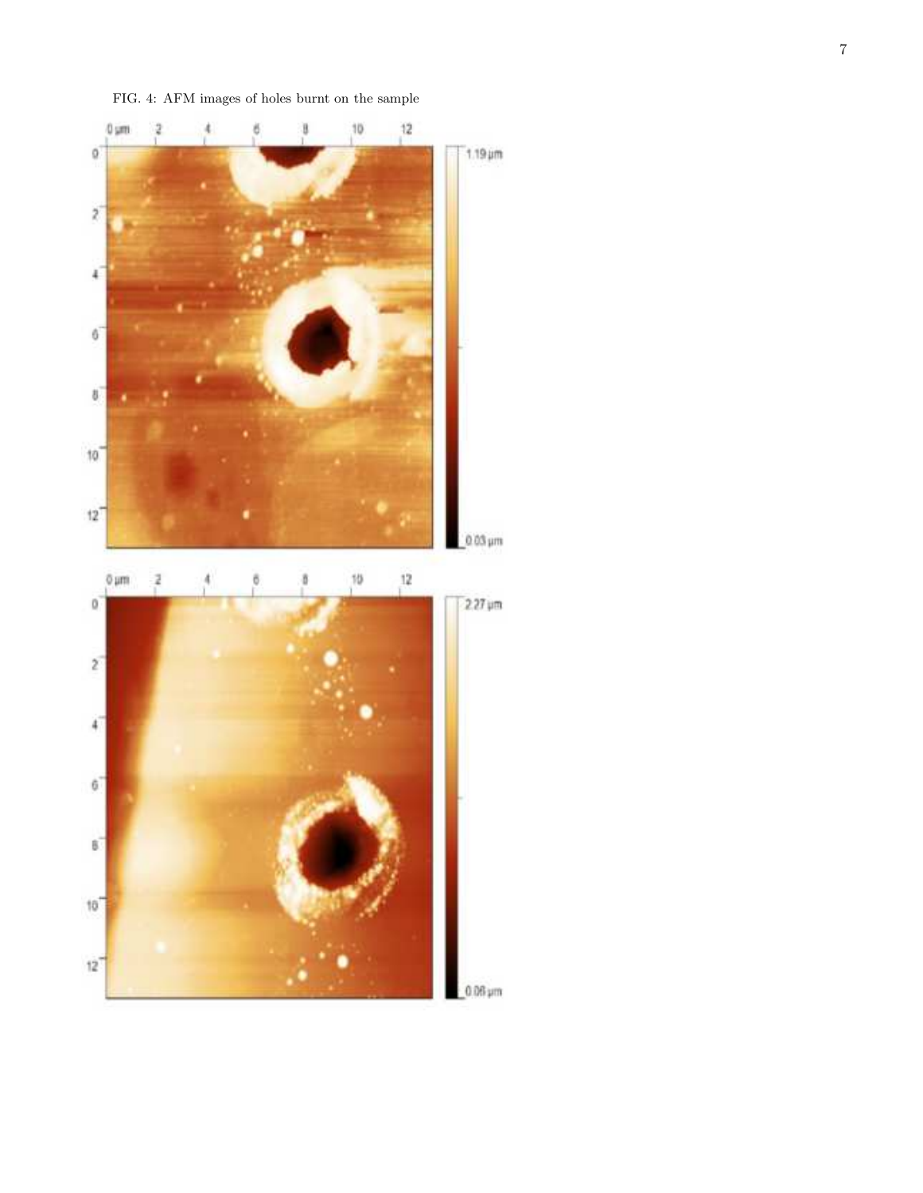FIG. 4: AFM images of holes burnt on the sample

0 µm 2 4 6 8 10 12

0 2 4 6 8 10 12

1.19 µm

0.03 µm

0 µm 2 4 6 8 10 12

0 2 4 6 8 10 12

2.27 µm

0.08 µm